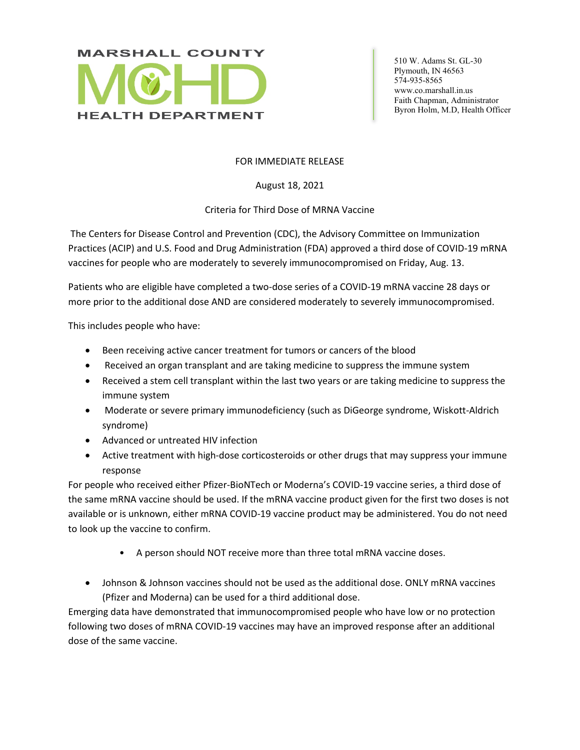MARSHALL COUNTY

MCHD

HEALTH DEPARTMENT

510 W. Adams St. GL-30
Plymouth, IN 46563
574-935-8565
www.co.marshall.in.us
Faith Chapman, Administrator
Byron Holm, M.D, Health Officer

FOR IMMEDIATE RELEASE

August 18, 2021

# Criteria for Third Dose of MRNA Vaccine

The Centers for Disease Control and Prevention (CDC), the Advisory Committee on Immunization Practices (ACIP) and U.S. Food and Drug Administration (FDA) approved a third dose of COVID-19 mRNA vaccines for people who are moderately to severely immunocompromised on Friday, Aug. 13.

Patients who are eligible have completed a two-dose series of a COVID-19 mRNA vaccine 28 days or more prior to the additional dose AND are considered moderately to severely immunocompromised.

This includes people who have:

- Been receiving active cancer treatment for tumors or cancers of the blood
- Received an organ transplant and are taking medicine to suppress the immune system
- Received a stem cell transplant within the last two years or are taking medicine to suppress the immune system
- Moderate or severe primary immunodeficiency (such as DiGeorge syndrome, Wiskott-Aldrich syndrome)
- Advanced or untreated HIV infection
- Active treatment with high-dose corticosteroids or other drugs that may suppress your immune response

For people who received either Pfizer-BioNTech or Moderna's COVID-19 vaccine series, a third dose of the same mRNA vaccine should be used. If the mRNA vaccine product given for the first two doses is not available or is unknown, either mRNA COVID-19 vaccine product may be administered. You do not need to look up the vaccine to confirm.

- A person should NOT receive more than three total mRNA vaccine doses.

- Johnson & Johnson vaccines should not be used as the additional dose. ONLY mRNA vaccines (Pfizer and Moderna) can be used for a third additional dose.

Emerging data have demonstrated that immunocompromised people who have low or no protection following two doses of mRNA COVID-19 vaccines may have an improved response after an additional dose of the same vaccine.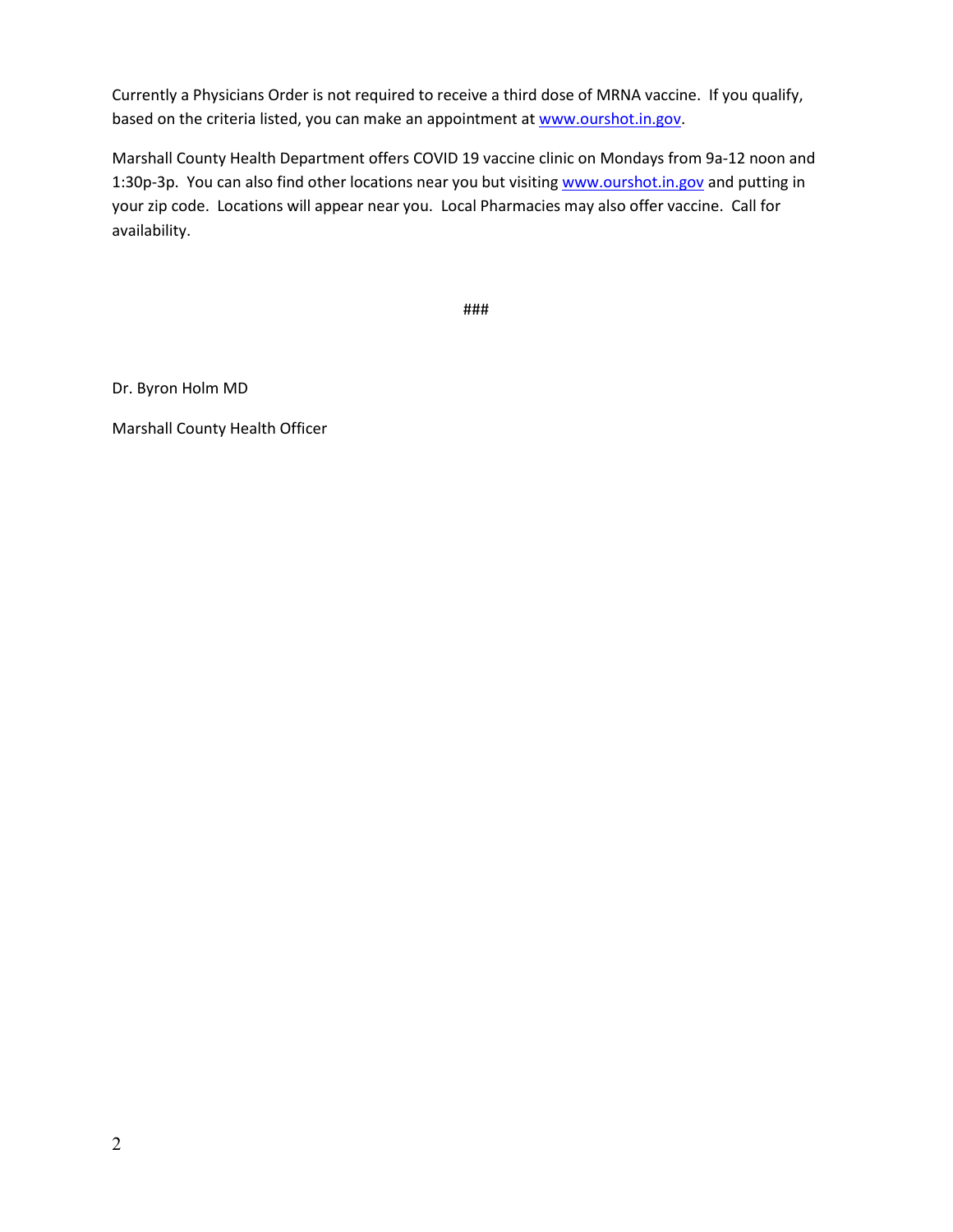Currently a Physicians Order is not required to receive a third dose of MRNA vaccine. If you qualify, based on the criteria listed, you can make an appointment at www.ourshot.in.gov.

Marshall County Health Department offers COVID 19 vaccine clinic on Mondays from 9a-12 noon and 1:30p-3p. You can also find other locations near you but visiting www.ourshot.in.gov and putting in your zip code. Locations will appear near you. Local Pharmacies may also offer vaccine. Call for availability.

###

Dr. Byron Holm MD

Marshall County Health Officer